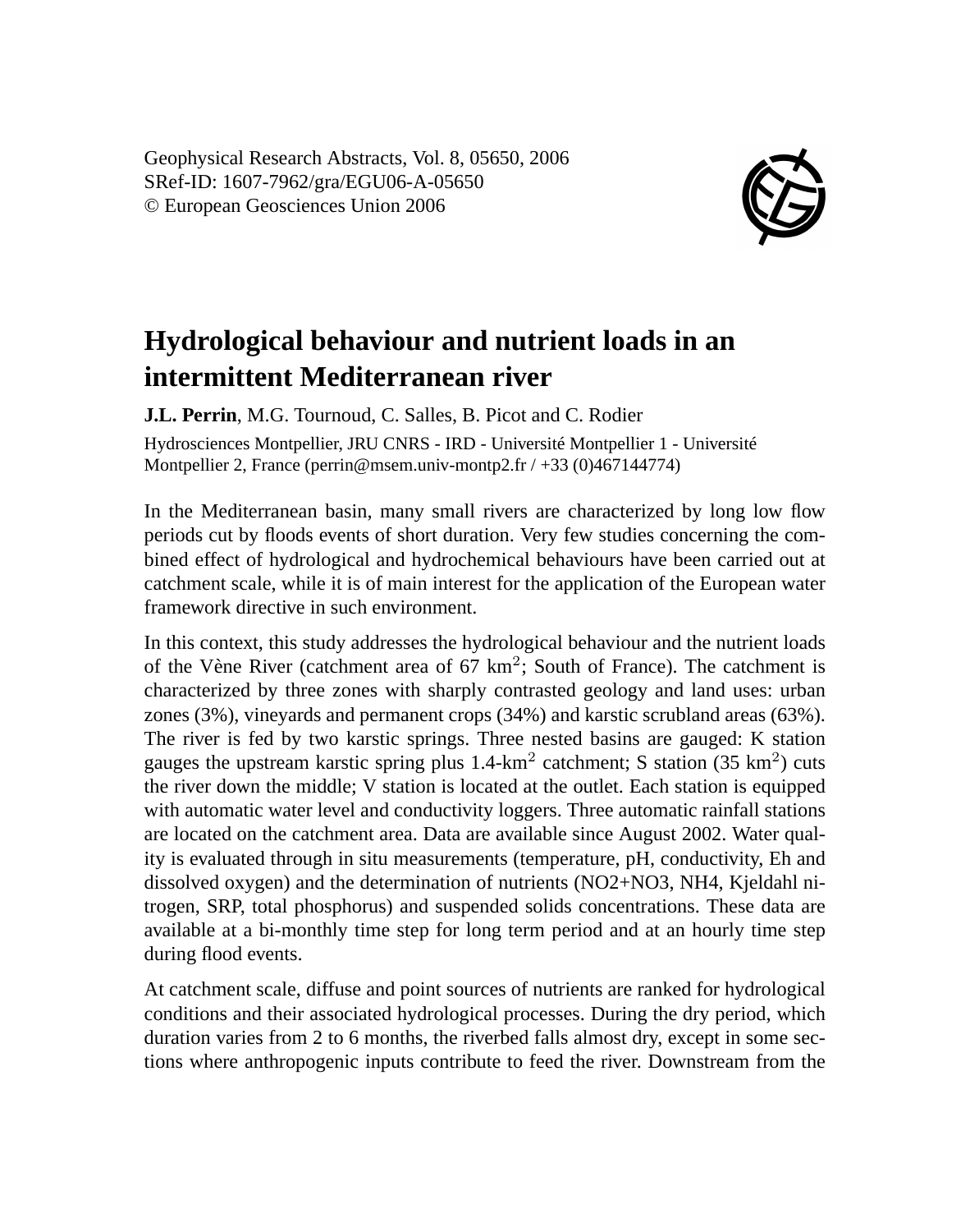Geophysical Research Abstracts, Vol. 8, 05650, 2006

SRef-ID: 1607-7962/gra/EGU06-A-05650

© European Geosciences Union 2006

# Hydrological behaviour and nutrient loads in an intermittent Mediterranean river

**J.L. Perrin**, M.G. Tournoud, C. Salles, B. Picot and C. Rodier

Hydrosciences Montpellier, JRU CNRS - IRD - Université Montpellier 1 - Université Montpellier 2, France (perrin@msem.univ-montp2.fr / +33 (0)467144774)

In the Mediterranean basin, many small rivers are characterized by long low flow periods cut by floods events of short duration. Very few studies concerning the combined effect of hydrological and hydrochemical behaviours have been carried out at catchment scale, while it is of main interest for the application of the European water framework directive in such environment.

In this context, this study addresses the hydrological behaviour and the nutrient loads of the Vène River (catchment area of 67 $km^2$; South of France). The catchment is characterized by three zones with sharply contrasted geology and land uses: urban zones (3%), vineyards and permanent crops (34%) and karstic scrubland areas (63%). The river is fed by two karstic springs. Three nested basins are gauged: K station gauges the upstream karstic spring plus 1.4-$km^2$ catchment; S station (35 $km^2$) cuts the river down the middle; V station is located at the outlet. Each station is equipped with automatic water level and conductivity loggers. Three automatic rainfall stations are located on the catchment area. Data are available since August 2002. Water quality is evaluated through in situ measurements (temperature, pH, conductivity, Eh and dissolved oxygen) and the determination of nutrients (NO2+NO3, NH4, Kjeldahl nitrogen, SRP, total phosphorus) and suspended solids concentrations. These data are available at a bi-monthly time step for long term period and at an hourly time step during flood events.

At catchment scale, diffuse and point sources of nutrients are ranked for hydrological conditions and their associated hydrological processes. During the dry period, which duration varies from 2 to 6 months, the riverbed falls almost dry, except in some sections where anthropogenic inputs contribute to feed the river. Downstream from the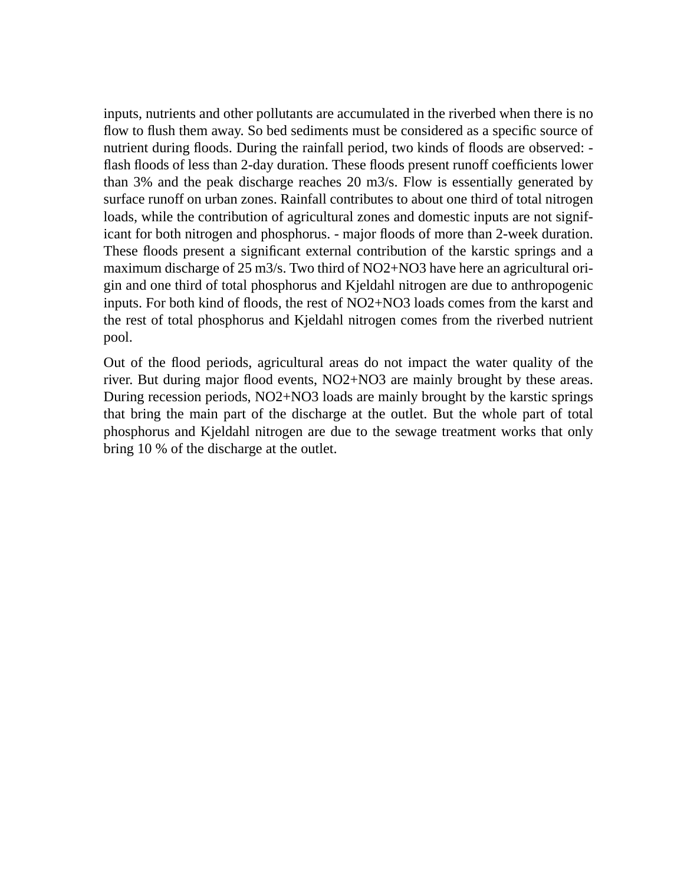inputs, nutrients and other pollutants are accumulated in the riverbed when there is no flow to flush them away. So bed sediments must be considered as a specific source of nutrient during floods. During the rainfall period, two kinds of floods are observed: - flash floods of less than 2-day duration. These floods present runoff coefficients lower than 3% and the peak discharge reaches 20 m3/s. Flow is essentially generated by surface runoff on urban zones. Rainfall contributes to about one third of total nitrogen loads, while the contribution of agricultural zones and domestic inputs are not significant for both nitrogen and phosphorus. - major floods of more than 2-week duration. These floods present a significant external contribution of the karstic springs and a maximum discharge of 25 m3/s. Two third of $NO_2+NO_3$ have here an agricultural origin and one third of total phosphorus and Kjeldahl nitrogen are due to anthropogenic inputs. For both kind of floods, the rest of $NO_2+NO_3$ loads comes from the karst and the rest of total phosphorus and Kjeldahl nitrogen comes from the riverbed nutrient pool.

Out of the flood periods, agricultural areas do not impact the water quality of the river. But during major flood events, $NO_2+NO_3$ are mainly brought by these areas. During recession periods, $NO_2+NO_3$ loads are mainly brought by the karstic springs that bring the main part of the discharge at the outlet. But the whole part of total phosphorus and Kjeldahl nitrogen are due to the sewage treatment works that only bring 10 % of the discharge at the outlet.